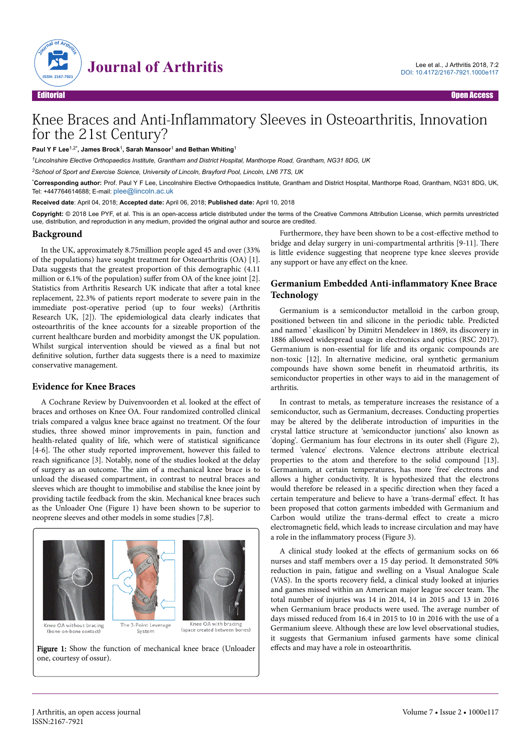Editorial | Open Access

# Knee Braces and Anti-Inflammatory Sleeves in Osteoarthritis, Innovation for the 21st Century?

**Paul Y F Lee**[1,2*], **James Brock**[1], **Sarah Mansoor**[1] **and Bethan Whiting**[1]

[1]*Lincolnshire Elective Orthopaedics Institute, Grantham and District Hospital, Manthorpe Road, Grantham, NG31 8DG, UK*

[2]*School of Sport and Exercise Science, University of Lincoln, Brayford Pool, Lincoln, LN6 7TS, UK*

[*]**Corresponding author:** Prof. Paul Y F Lee, Lincolnshire Elective Orthopaedics Institute, Grantham and District Hospital, Manthorpe Road, Grantham, NG31 8DG, UK, Tel: +447764614688; E-mail: plee@lincoln.ac.uk

**Received date**: April 04, 2018; **Accepted date:** April 06, 2018; **Published date:** April 10, 2018

**Copyright:** © 2018 Lee PYF, et al. This is an open-access article distributed under the terms of the Creative Commons Attribution License, which permits unrestricted use, distribution, and reproduction in any medium, provided the original author and source are credited.

## Background

In the UK, approximately 8.75million people aged 45 and over (33% of the populations) have sought treatment for Osteoarthritis (OA) [1]. Data suggests that the greatest proportion of this demographic (4.11 million or 6.1% of the population) suffer from OA of the knee joint [2]. Statistics from Arthritis Research UK indicate that after a total knee replacement, 22.3% of patients report moderate to severe pain in the immediate post-operative period (up to four weeks) (Arthritis Research UK, [2]). The epidemiological data clearly indicates that osteoarthritis of the knee accounts for a sizeable proportion of the current healthcare burden and morbidity amongst the UK population. Whilst surgical intervention should be viewed as a final but not definitive solution, further data suggests there is a need to maximize conservative management.

## Evidence for Knee Braces

A Cochrane Review by Duivenvoorden et al. looked at the effect of braces and orthoses on Knee OA. Four randomized controlled clinical trials compared a valgus knee brace against no treatment. Of the four studies, three showed minor improvements in pain, function and health-related quality of life, which were of statistical significance [4-6]. The other study reported improvement, however this failed to reach significance [3]. Notably, none of the studies looked at the delay of surgery as an outcome. The aim of a mechanical knee brace is to unload the diseased compartment, in contrast to neutral braces and sleeves which are thought to immobilise and stabilise the knee joint by providing tactile feedback from the skin. Mechanical knee braces such as the Unloader One (Figure 1) have been shown to be superior to neoprene sleeves and other models in some studies [7,8].

Knee OA without bracing (bone-on-bone contact) | The 3-Point Leverage System | Knee OA with bracing (space created between bones)

**Figure 1:** Show the function of mechanical knee brace (Unloader one, courtesy of ossur).

Furthermore, they have been shown to be a cost-effective method to bridge and delay surgery in uni-compartmental arthritis [9-11]. There is little evidence suggesting that neoprene type knee sleeves provide any support or have any effect on the knee.

## Germanium Embedded Anti-inflammatory Knee Brace Technology

Germanium is a semiconductor metalloid in the carbon group, positioned between tin and silicone in the periodic table. Predicted and named ' ekasilicon' by Dimitri Mendeleev in 1869, its discovery in 1886 allowed widespread usage in electronics and optics (RSC 2017). Germanium is non-essential for life and its organic compounds are non-toxic [12]. In alternative medicine, oral synthetic germanium compounds have shown some benefit in rheumatoid arthritis, its semiconductor properties in other ways to aid in the management of arthritis.

In contrast to metals, as temperature increases the resistance of a semiconductor, such as Germanium, decreases. Conducting properties may be altered by the deliberate introduction of impurities in the crystal lattice structure at 'semiconductor junctions' also known as 'doping'. Germanium has four electrons in its outer shell (Figure 2), termed 'valence' electrons. Valence electrons attribute electrical properties to the atom and therefore to the solid compound [13]. Germanium, at certain temperatures, has more 'free' electrons and allows a higher conductivity. It is hypothesized that the electrons would therefore be released in a specific direction when they faced a certain temperature and believe to have a 'trans-dermal' effect. It has been proposed that cotton garments imbedded with Germanium and Carbon would utilize the trans-dermal effect to create a micro electromagnetic field, which leads to increase circulation and may have a role in the inflammatory process (Figure 3).

A clinical study looked at the effects of germanium socks on 66 nurses and staff members over a 15 day period. It demonstrated 50% reduction in pain, fatigue and swelling on a Visual Analogue Scale (VAS). In the sports recovery field, a clinical study looked at injuries and games missed within an American major league soccer team. The total number of injuries was 14 in 2014, 14 in 2015 and 13 in 2016 when Germanium brace products were used. The average number of days missed reduced from 16.4 in 2015 to 10 in 2016 with the use of a Germanium sleeve. Although these are low level observational studies, it suggests that Germanium infused garments have some clinical effects and may have a role in osteoarthritis.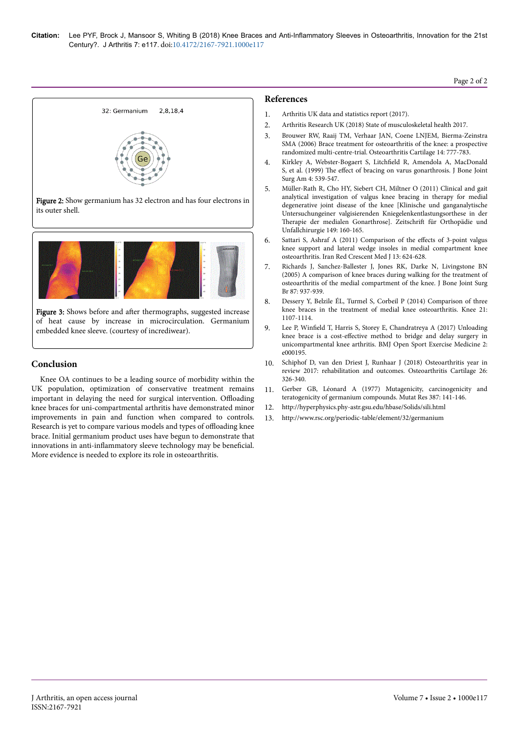32: Germanium 2,8,18,4

Ge

Figure 2: Show germanium has 32 electron and has four electrons in its outer shell.

Figure 3: Shows before and after thermographs, suggested increase of heat cause by increase in microcirculation. Germanium embedded knee sleeve. (courtesy of incrediwear).

## Conclusion

Knee OA continues to be a leading source of morbidity within the UK population, optimization of conservative treatment remains important in delaying the need for surgical intervention. Offloading knee braces for uni-compartmental arthritis have demonstrated minor improvements in pain and function when compared to controls. Research is yet to compare various models and types of offloading knee brace. Initial germanium product uses have begun to demonstrate that innovations in anti-inflammatory sleeve technology may be beneficial. More evidence is needed to explore its role in osteoarthritis.

## References

1. Arthritis UK data and statistics report (2017).
2. Arthritis Research UK (2018) State of musculoskeletal health 2017.
3. Brouwer RW, Raaij TM, Verhaar JAN, Coene LNJEM, Bierma-Zeinstra SMA (2006) Brace treatment for osteoarthritis of the knee: a prospective randomized multi-centre-trial. Osteoarthritis Cartilage 14: 777-783.
4. Kirkley A, Webster-Bogaert S, Litchfield R, Amendola A, MacDonald S, et al. (1999) The effect of bracing on varus gonarthrosis. J Bone Joint Surg Am 4: 539-547.
5. Müller-Rath R, Cho HY, Siebert CH, Miltner O (2011) Clinical and gait analytical investigation of valgus knee bracing in therapy for medial degenerative joint disease of the knee [Klinische und ganganalytische Untersuchungeiner valgisierenden Kniegelenkentlastungsorthese in der Therapie der medialen Gonarthrose]. Zeitschrift für Orthopädie und Unfallchirurgie 149: 160-165.
6. Sattari S, Ashraf A (2011) Comparison of the effects of 3-point valgus knee support and lateral wedge insoles in medial compartment knee osteoarthritis. Iran Red Crescent Med J 13: 624-628.
7. Richards J, Sanchez-Ballester J, Jones RK, Darke N, Livingstone BN (2005) A comparison of knee braces during walking for the treatment of osteoarthritis of the medial compartment of the knee. J Bone Joint Surg Br 87: 937-939.
8. Dessery Y, Belzile ÉL, Turmel S, Corbeil P (2014) Comparison of three knee braces in the treatment of medial knee osteoarthritis. Knee 21: 1107-1114.
9. Lee P, Winfield T, Harris S, Storey E, Chandratreya A (2017) Unloading knee brace is a cost-effective method to bridge and delay surgery in unicompartmental knee arthritis. BMJ Open Sport Exercise Medicine 2: e000195.
10. Schiphof D, van den Driest J, Runhaar J (2018) Osteoarthritis year in review 2017: rehabilitation and outcomes. Osteoarthritis Cartilage 26: 326-340.
11. Gerber GB, Léonard A (1977) Mutagenicity, carcinogenicity and teratogenicity of germanium compounds. Mutat Res 387: 141-146.
12. http://hyperphysics.phy-astr.gsu.edu/hbase/Solids/sili.html
13. http://www.rsc.org/periodic-table/element/32/germanium